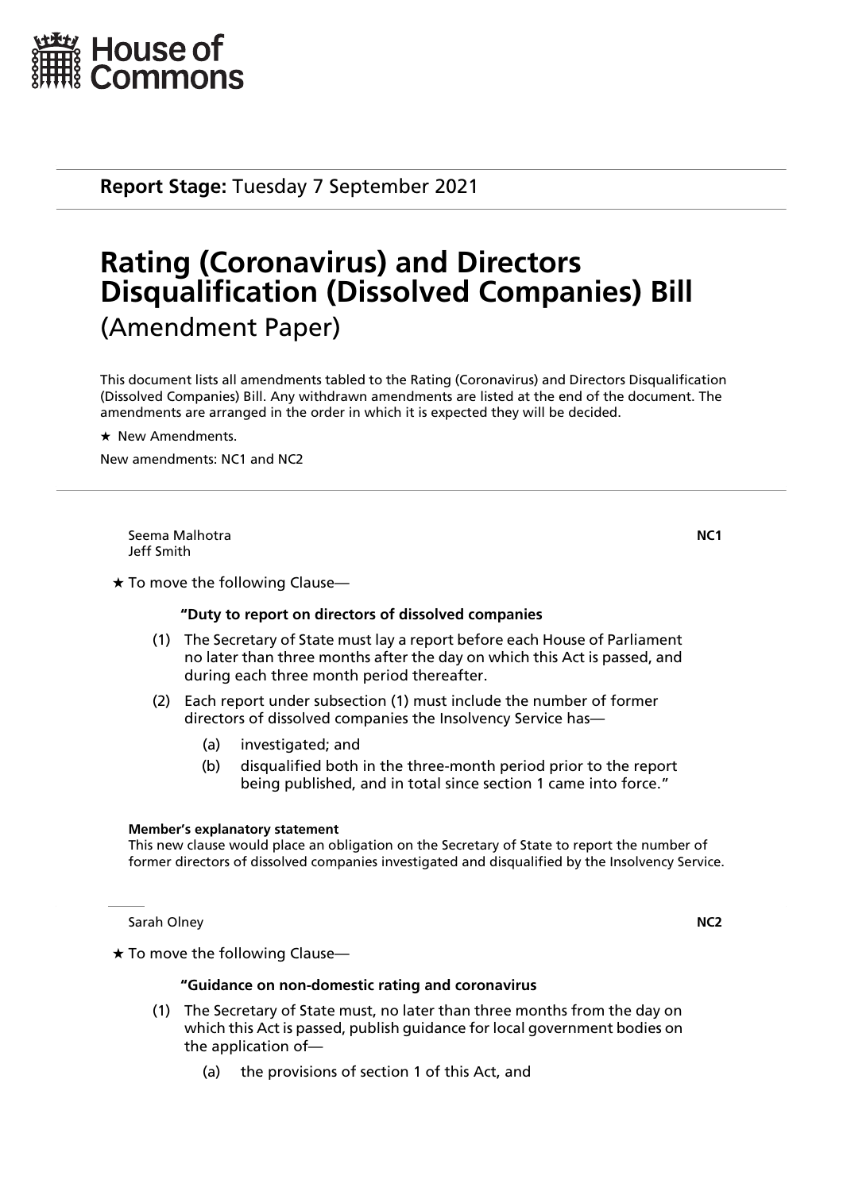House of Commons

**Report Stage:** Tuesday 7 September 2021

# Rating (Coronavirus) and Directors Disqualification (Dissolved Companies) Bill

## (Amendment Paper)

This document lists all amendments tabled to the Rating (Coronavirus) and Directors Disqualification (Dissolved Companies) Bill. Any withdrawn amendments are listed at the end of the document. The amendments are arranged in the order in which it is expected they will be decided.

★ New Amendments.

New amendments: NC1 and NC2

---

Seema Malhotra
Jeff Smith

**NC1**

★ To move the following Clause—

**"Duty to report on directors of dissolved companies**

(1) The Secretary of State must lay a report before each House of Parliament no later than three months after the day on which this Act is passed, and during each three month period thereafter.

(2) Each report under subsection (1) must include the number of former directors of dissolved companies the Insolvency Service has—

(a) investigated; and

(b) disqualified both in the three-month period prior to the report being published, and in total since section 1 came into force."

**Member's explanatory statement**
This new clause would place an obligation on the Secretary of State to report the number of former directors of dissolved companies investigated and disqualified by the Insolvency Service.

---

Sarah Olney

**NC2**

★ To move the following Clause—

**"Guidance on non-domestic rating and coronavirus**

(1) The Secretary of State must, no later than three months from the day on which this Act is passed, publish guidance for local government bodies on the application of—

(a) the provisions of section 1 of this Act, and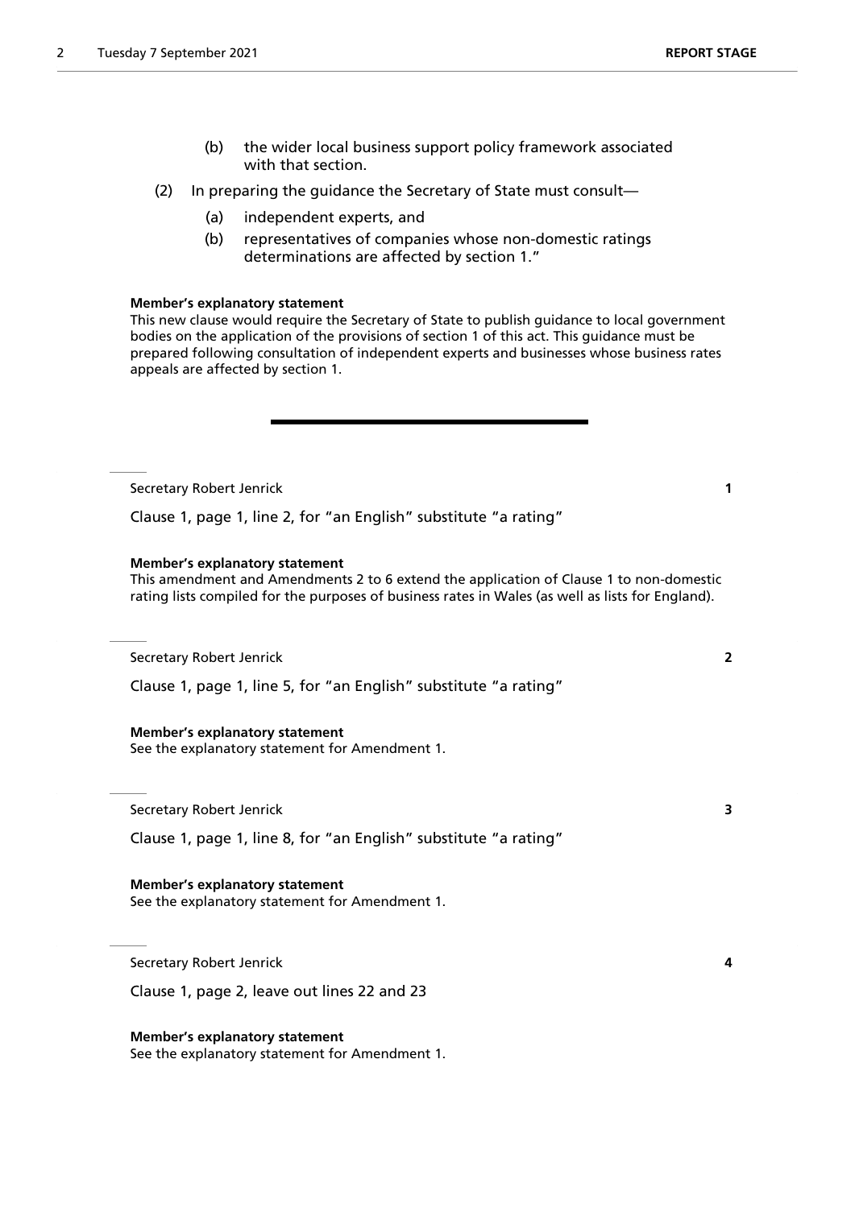(b) the wider local business support policy framework associated with that section.

(2) In preparing the guidance the Secretary of State must consult—

(a) independent experts, and

(b) representatives of companies whose non-domestic ratings determinations are affected by section 1."

**Member's explanatory statement**

This new clause would require the Secretary of State to publish guidance to local government bodies on the application of the provisions of section 1 of this act. This guidance must be prepared following consultation of independent experts and businesses whose business rates appeals are affected by section 1.

---

Secretary Robert Jenrick **1**

Clause 1, page 1, line 2, for "an English" substitute "a rating"

**Member's explanatory statement**

This amendment and Amendments 2 to 6 extend the application of Clause 1 to non-domestic rating lists compiled for the purposes of business rates in Wales (as well as lists for England).

Secretary Robert Jenrick **2**

Clause 1, page 1, line 5, for "an English" substitute "a rating"

**Member's explanatory statement**

See the explanatory statement for Amendment 1.

Secretary Robert Jenrick **3**

Clause 1, page 1, line 8, for "an English" substitute "a rating"

**Member's explanatory statement**

See the explanatory statement for Amendment 1.

Secretary Robert Jenrick **4**

Clause 1, page 2, leave out lines 22 and 23

**Member's explanatory statement**

See the explanatory statement for Amendment 1.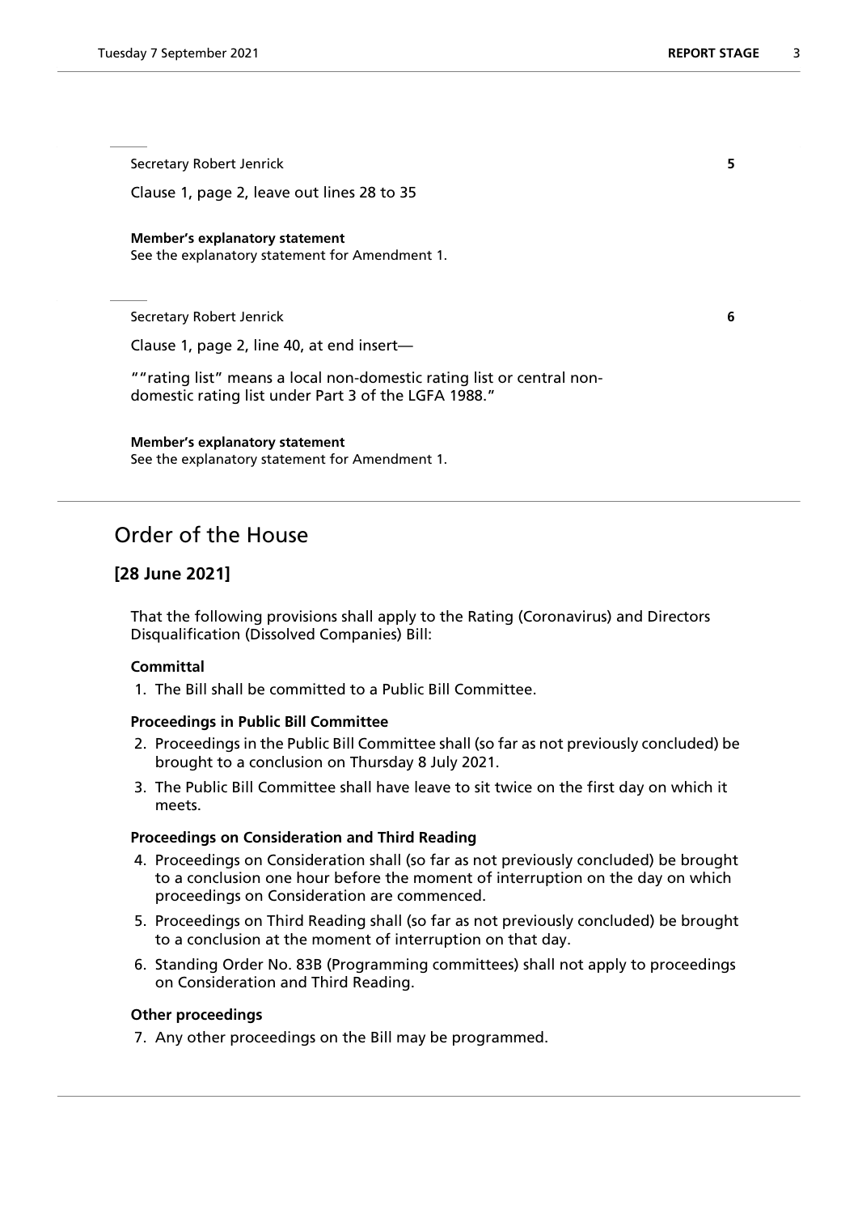Secretary Robert Jenrick **5**

Clause 1, page 2, leave out lines 28 to 35

**Member's explanatory statement**
See the explanatory statement for Amendment 1.

Secretary Robert Jenrick **6**

Clause 1, page 2, line 40, at end insert—

""rating list" means a local non-domestic rating list or central non-domestic rating list under Part 3 of the LGFA 1988."

**Member's explanatory statement**
See the explanatory statement for Amendment 1.

## Order of the House

### [28 June 2021]

That the following provisions shall apply to the Rating (Coronavirus) and Directors Disqualification (Dissolved Companies) Bill:

**Committal**

1. The Bill shall be committed to a Public Bill Committee.

**Proceedings in Public Bill Committee**

2. Proceedings in the Public Bill Committee shall (so far as not previously concluded) be brought to a conclusion on Thursday 8 July 2021.
3. The Public Bill Committee shall have leave to sit twice on the first day on which it meets.

**Proceedings on Consideration and Third Reading**

4. Proceedings on Consideration shall (so far as not previously concluded) be brought to a conclusion one hour before the moment of interruption on the day on which proceedings on Consideration are commenced.
5. Proceedings on Third Reading shall (so far as not previously concluded) be brought to a conclusion at the moment of interruption on that day.
6. Standing Order No. 83B (Programming committees) shall not apply to proceedings on Consideration and Third Reading.

**Other proceedings**

7. Any other proceedings on the Bill may be programmed.